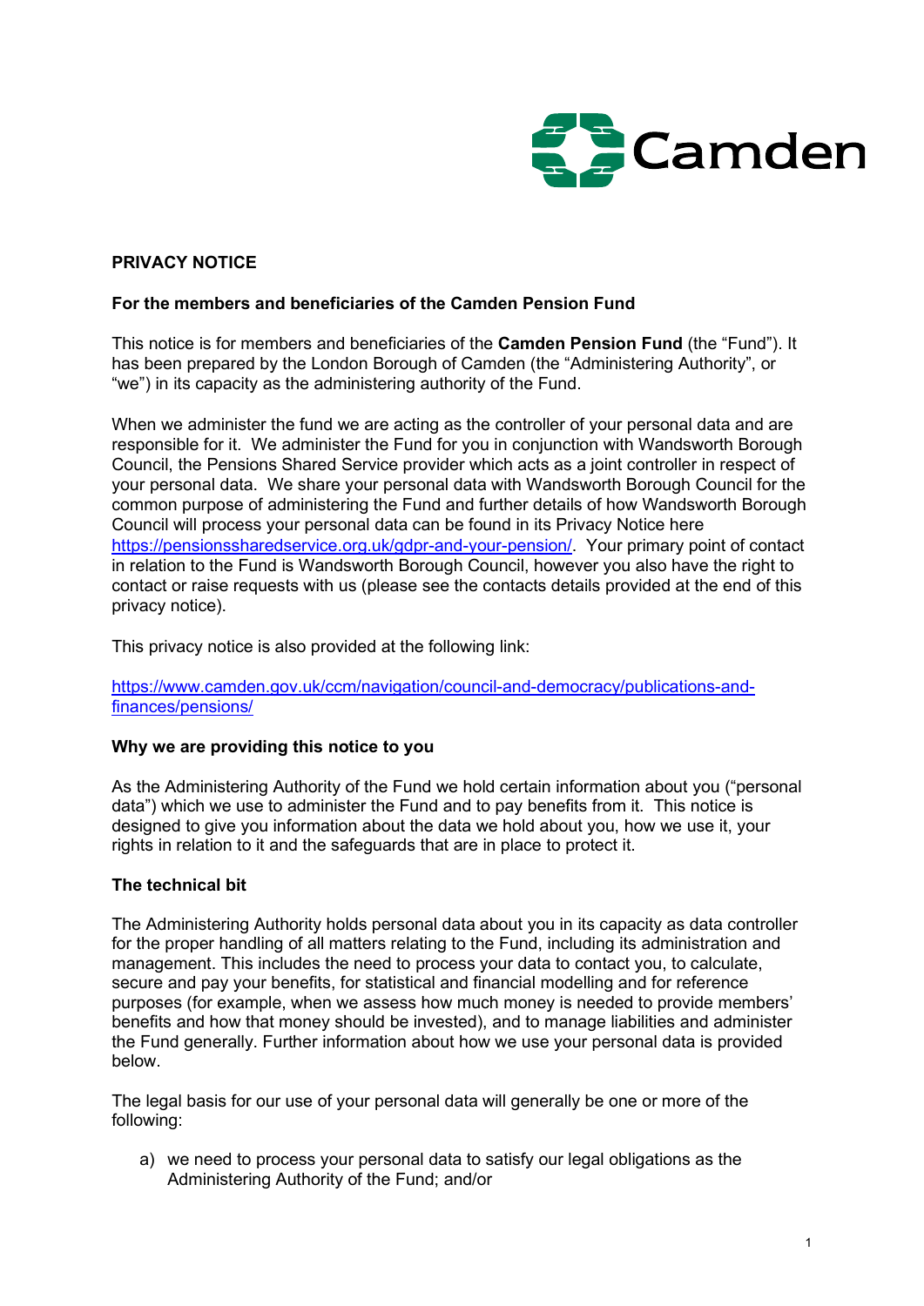Camden

**PRIVACY NOTICE**

**For the members and beneficiaries of the Camden Pension Fund**

This notice is for members and beneficiaries of the **Camden Pension Fund** (the "Fund"). It has been prepared by the London Borough of Camden (the "Administering Authority", or "we") in its capacity as the administering authority of the Fund.

When we administer the fund we are acting as the controller of your personal data and are responsible for it. We administer the Fund for you in conjunction with Wandsworth Borough Council, the Pensions Shared Service provider which acts as a joint controller in respect of your personal data. We share your personal data with Wandsworth Borough Council for the common purpose of administering the Fund and further details of how Wandsworth Borough Council will process your personal data can be found in its Privacy Notice here [https://pensionssharedservice.org.uk/gdpr-and-your-pension/](https://pensionssharedservice.org.uk/gdpr-and-your-pension/). Your primary point of contact in relation to the Fund is Wandsworth Borough Council, however you also have the right to contact or raise requests with us (please see the contacts details provided at the end of this privacy notice).

This privacy notice is also provided at the following link:

[https://www.camden.gov.uk/ccm/navigation/council-and-democracy/publications-and-finances/pensions/](https://www.camden.gov.uk/ccm/navigation/council-and-democracy/publications-and-finances/pensions/)

**Why we are providing this notice to you**

As the Administering Authority of the Fund we hold certain information about you ("personal data") which we use to administer the Fund and to pay benefits from it. This notice is designed to give you information about the data we hold about you, how we use it, your rights in relation to it and the safeguards that are in place to protect it.

**The technical bit**

The Administering Authority holds personal data about you in its capacity as data controller for the proper handling of all matters relating to the Fund, including its administration and management. This includes the need to process your data to contact you, to calculate, secure and pay your benefits, for statistical and financial modelling and for reference purposes (for example, when we assess how much money is needed to provide members' benefits and how that money should be invested), and to manage liabilities and administer the Fund generally. Further information about how we use your personal data is provided below.

The legal basis for our use of your personal data will generally be one or more of the following:

a) we need to process your personal data to satisfy our legal obligations as the Administering Authority of the Fund; and/or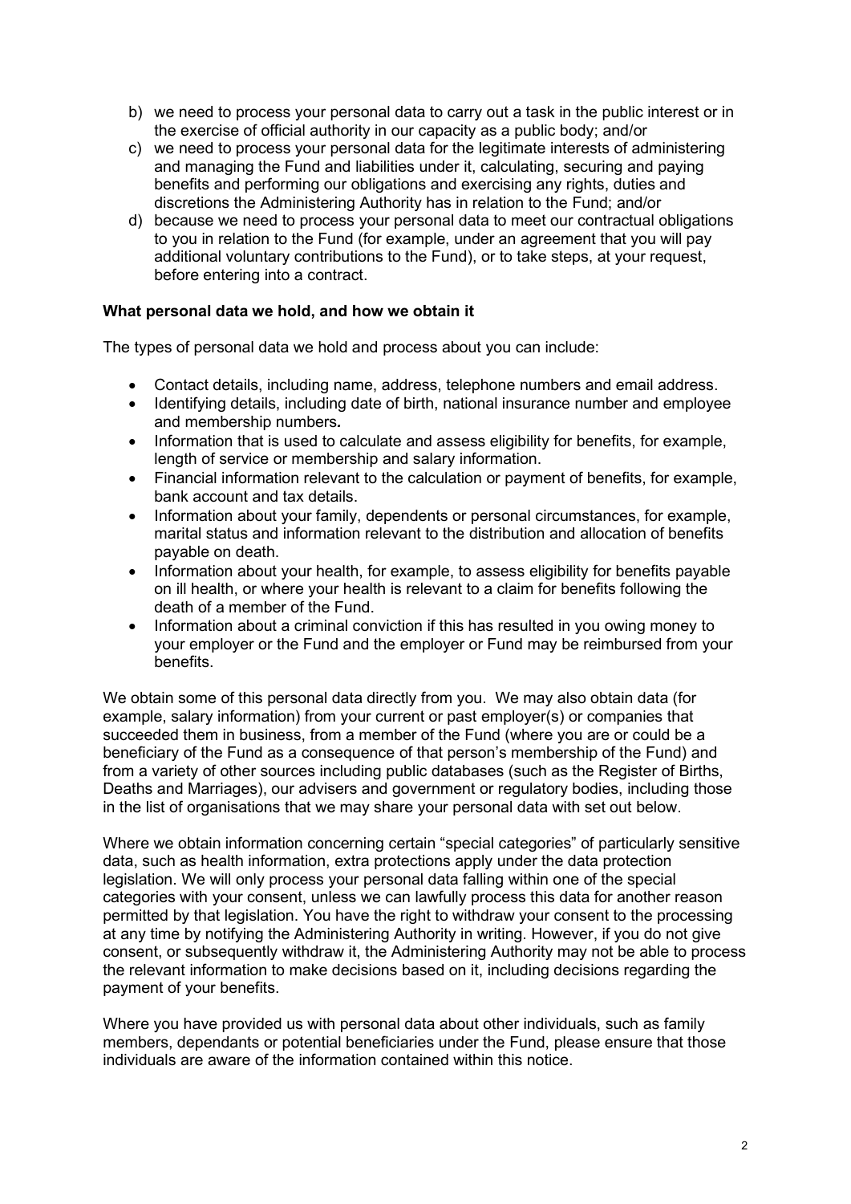b) we need to process your personal data to carry out a task in the public interest or in the exercise of official authority in our capacity as a public body; and/or
c) we need to process your personal data for the legitimate interests of administering and managing the Fund and liabilities under it, calculating, securing and paying benefits and performing our obligations and exercising any rights, duties and discretions the Administering Authority has in relation to the Fund; and/or
d) because we need to process your personal data to meet our contractual obligations to you in relation to the Fund (for example, under an agreement that you will pay additional voluntary contributions to the Fund), or to take steps, at your request, before entering into a contract.

**What personal data we hold, and how we obtain it**

The types of personal data we hold and process about you can include:

- Contact details, including name, address, telephone numbers and email address.
- Identifying details, including date of birth, national insurance number and employee and membership numbers*.*
- Information that is used to calculate and assess eligibility for benefits, for example, length of service or membership and salary information.
- Financial information relevant to the calculation or payment of benefits, for example, bank account and tax details.
- Information about your family, dependents or personal circumstances, for example, marital status and information relevant to the distribution and allocation of benefits payable on death.
- Information about your health, for example, to assess eligibility for benefits payable on ill health, or where your health is relevant to a claim for benefits following the death of a member of the Fund.
- Information about a criminal conviction if this has resulted in you owing money to your employer or the Fund and the employer or Fund may be reimbursed from your benefits.

We obtain some of this personal data directly from you. We may also obtain data (for example, salary information) from your current or past employer(s) or companies that succeeded them in business, from a member of the Fund (where you are or could be a beneficiary of the Fund as a consequence of that person's membership of the Fund) and from a variety of other sources including public databases (such as the Register of Births, Deaths and Marriages), our advisers and government or regulatory bodies, including those in the list of organisations that we may share your personal data with set out below.

Where we obtain information concerning certain "special categories" of particularly sensitive data, such as health information, extra protections apply under the data protection legislation. We will only process your personal data falling within one of the special categories with your consent, unless we can lawfully process this data for another reason permitted by that legislation. You have the right to withdraw your consent to the processing at any time by notifying the Administering Authority in writing. However, if you do not give consent, or subsequently withdraw it, the Administering Authority may not be able to process the relevant information to make decisions based on it, including decisions regarding the payment of your benefits.

Where you have provided us with personal data about other individuals, such as family members, dependants or potential beneficiaries under the Fund, please ensure that those individuals are aware of the information contained within this notice.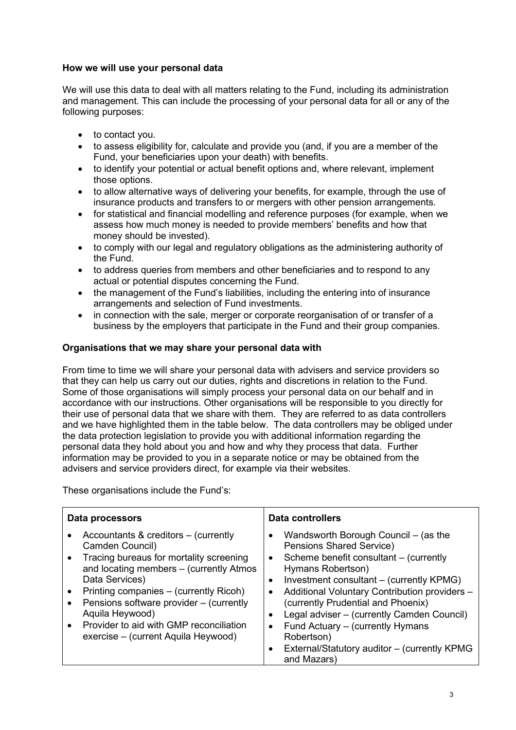**How we will use your personal data**

We will use this data to deal with all matters relating to the Fund, including its administration and management. This can include the processing of your personal data for all or any of the following purposes:

- to contact you.
- to assess eligibility for, calculate and provide you (and, if you are a member of the Fund, your beneficiaries upon your death) with benefits.
- to identify your potential or actual benefit options and, where relevant, implement those options.
- to allow alternative ways of delivering your benefits, for example, through the use of insurance products and transfers to or mergers with other pension arrangements.
- for statistical and financial modelling and reference purposes (for example, when we assess how much money is needed to provide members' benefits and how that money should be invested).
- to comply with our legal and regulatory obligations as the administering authority of the Fund.
- to address queries from members and other beneficiaries and to respond to any actual or potential disputes concerning the Fund.
- the management of the Fund's liabilities, including the entering into of insurance arrangements and selection of Fund investments.
- in connection with the sale, merger or corporate reorganisation of or transfer of a business by the employers that participate in the Fund and their group companies.

**Organisations that we may share your personal data with**

From time to time we will share your personal data with advisers and service providers so that they can help us carry out our duties, rights and discretions in relation to the Fund. Some of those organisations will simply process your personal data on our behalf and in accordance with our instructions. Other organisations will be responsible to you directly for their use of personal data that we share with them. They are referred to as data controllers and we have highlighted them in the table below. The data controllers may be obliged under the data protection legislation to provide you with additional information regarding the personal data they hold about you and how and why they process that data. Further information may be provided to you in a separate notice or may be obtained from the advisers and service providers direct, for example via their websites.

These organisations include the Fund's:

| Data processors | Data controllers |
|---|---|
| • Accountants & creditors – (currently Camden Council)<br>• Tracing bureaus for mortality screening and locating members – (currently Atmos Data Services)<br>• Printing companies – (currently Ricoh)<br>• Pensions software provider – (currently Aquila Heywood)<br>• Provider to aid with GMP reconciliation exercise – (current Aquila Heywood) | • Wandsworth Borough Council – (as the Pensions Shared Service)<br>• Scheme benefit consultant – (currently Hymans Robertson)<br>• Investment consultant – (currently KPMG)<br>• Additional Voluntary Contribution providers – (currently Prudential and Phoenix)<br>• Legal adviser – (currently Camden Council)<br>• Fund Actuary – (currently Hymans Robertson)<br>• External/Statutory auditor – (currently KPMG and Mazars) |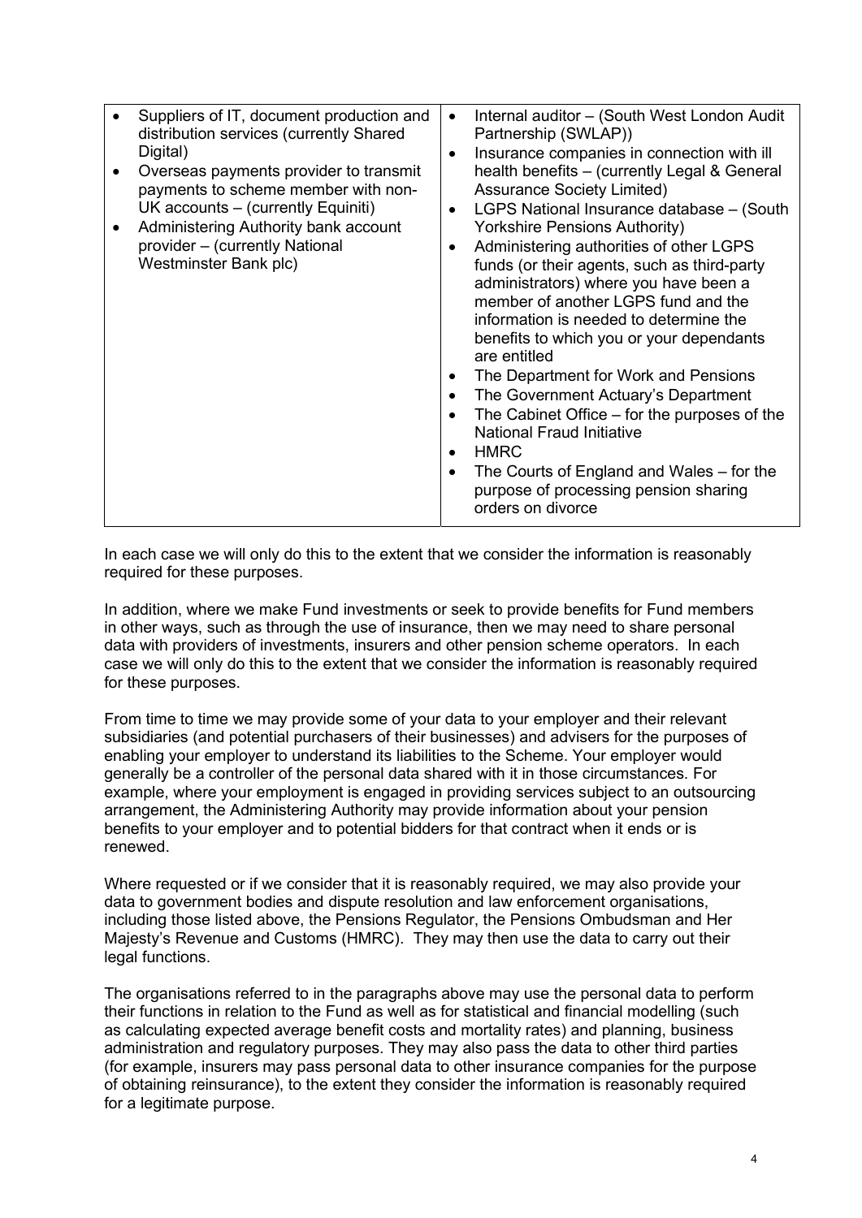| | |
|---|---|
| <ul><li>Suppliers of IT, document production and distribution services (currently Shared Digital)</li><li>Overseas payments provider to transmit payments to scheme member with non-UK accounts – (currently Equiniti)</li><li>Administering Authority bank account provider – (currently National Westminster Bank plc)</li></ul> | <ul><li>Internal auditor – (South West London Audit Partnership (SWLAP))</li><li>Insurance companies in connection with ill health benefits – (currently Legal & General Assurance Society Limited)</li><li>LGPS National Insurance database – (South Yorkshire Pensions Authority)</li><li>Administering authorities of other LGPS funds (or their agents, such as third-party administrators) where you have been a member of another LGPS fund and the information is needed to determine the benefits to which you or your dependants are entitled</li><li>The Department for Work and Pensions</li><li>The Government Actuary's Department</li><li>The Cabinet Office – for the purposes of the National Fraud Initiative</li><li>HMRC</li><li>The Courts of England and Wales – for the purpose of processing pension sharing orders on divorce</li></ul> |

In each case we will only do this to the extent that we consider the information is reasonably required for these purposes.

In addition, where we make Fund investments or seek to provide benefits for Fund members in other ways, such as through the use of insurance, then we may need to share personal data with providers of investments, insurers and other pension scheme operators. In each case we will only do this to the extent that we consider the information is reasonably required for these purposes.

From time to time we may provide some of your data to your employer and their relevant subsidiaries (and potential purchasers of their businesses) and advisers for the purposes of enabling your employer to understand its liabilities to the Scheme. Your employer would generally be a controller of the personal data shared with it in those circumstances. For example, where your employment is engaged in providing services subject to an outsourcing arrangement, the Administering Authority may provide information about your pension benefits to your employer and to potential bidders for that contract when it ends or is renewed.

Where requested or if we consider that it is reasonably required, we may also provide your data to government bodies and dispute resolution and law enforcement organisations, including those listed above, the Pensions Regulator, the Pensions Ombudsman and Her Majesty's Revenue and Customs (HMRC). They may then use the data to carry out their legal functions.

The organisations referred to in the paragraphs above may use the personal data to perform their functions in relation to the Fund as well as for statistical and financial modelling (such as calculating expected average benefit costs and mortality rates) and planning, business administration and regulatory purposes. They may also pass the data to other third parties (for example, insurers may pass personal data to other insurance companies for the purpose of obtaining reinsurance), to the extent they consider the information is reasonably required for a legitimate purpose.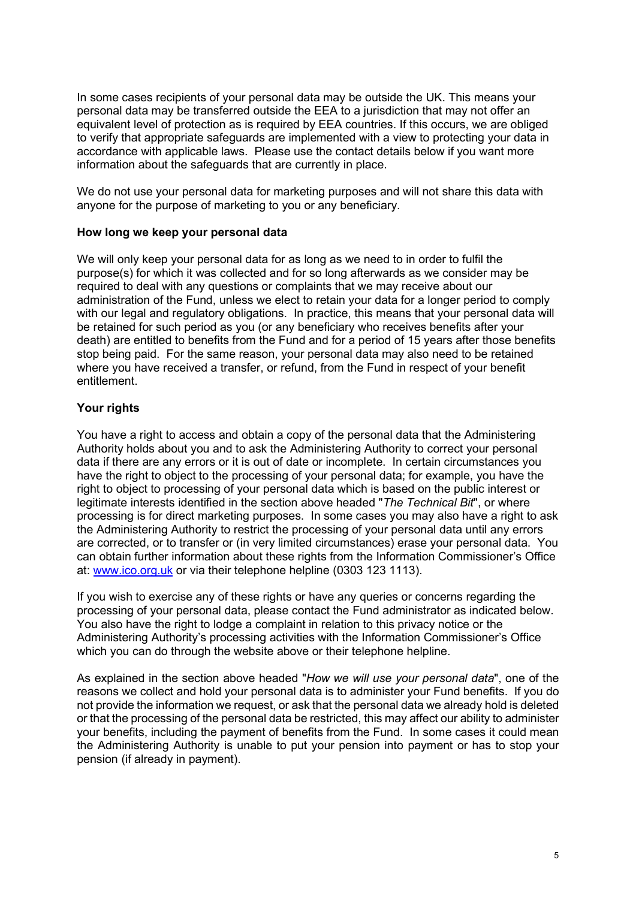In some cases recipients of your personal data may be outside the UK. This means your personal data may be transferred outside the EEA to a jurisdiction that may not offer an equivalent level of protection as is required by EEA countries. If this occurs, we are obliged to verify that appropriate safeguards are implemented with a view to protecting your data in accordance with applicable laws. Please use the contact details below if you want more information about the safeguards that are currently in place.

We do not use your personal data for marketing purposes and will not share this data with anyone for the purpose of marketing to you or any beneficiary.

**How long we keep your personal data**

We will only keep your personal data for as long as we need to in order to fulfil the purpose(s) for which it was collected and for so long afterwards as we consider may be required to deal with any questions or complaints that we may receive about our administration of the Fund, unless we elect to retain your data for a longer period to comply with our legal and regulatory obligations. In practice, this means that your personal data will be retained for such period as you (or any beneficiary who receives benefits after your death) are entitled to benefits from the Fund and for a period of 15 years after those benefits stop being paid. For the same reason, your personal data may also need to be retained where you have received a transfer, or refund, from the Fund in respect of your benefit entitlement.

**Your rights**

You have a right to access and obtain a copy of the personal data that the Administering Authority holds about you and to ask the Administering Authority to correct your personal data if there are any errors or it is out of date or incomplete. In certain circumstances you have the right to object to the processing of your personal data; for example, you have the right to object to processing of your personal data which is based on the public interest or legitimate interests identified in the section above headed "*The Technical Bit*", or where processing is for direct marketing purposes. In some cases you may also have a right to ask the Administering Authority to restrict the processing of your personal data until any errors are corrected, or to transfer or (in very limited circumstances) erase your personal data. You can obtain further information about these rights from the Information Commissioner's Office at: [www.ico.org.uk](http://www.ico.org.uk) or via their telephone helpline (0303 123 1113).

If you wish to exercise any of these rights or have any queries or concerns regarding the processing of your personal data, please contact the Fund administrator as indicated below. You also have the right to lodge a complaint in relation to this privacy notice or the Administering Authority's processing activities with the Information Commissioner's Office which you can do through the website above or their telephone helpline.

As explained in the section above headed "*How we will use your personal data*", one of the reasons we collect and hold your personal data is to administer your Fund benefits. If you do not provide the information we request, or ask that the personal data we already hold is deleted or that the processing of the personal data be restricted, this may affect our ability to administer your benefits, including the payment of benefits from the Fund. In some cases it could mean the Administering Authority is unable to put your pension into payment or has to stop your pension (if already in payment).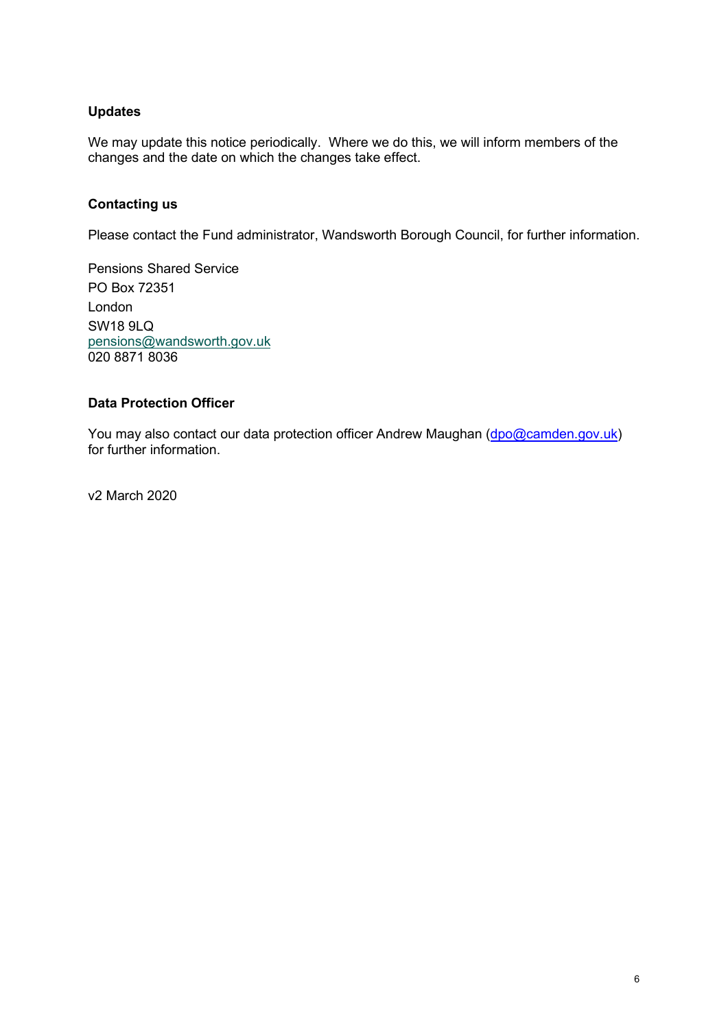**Updates**

We may update this notice periodically. Where we do this, we will inform members of the changes and the date on which the changes take effect.

**Contacting us**

Please contact the Fund administrator, Wandsworth Borough Council, for further information.

Pensions Shared Service
PO Box 72351
London
SW18 9LQ
pensions@wandsworth.gov.uk
020 8871 8036

**Data Protection Officer**

You may also contact our data protection officer Andrew Maughan (dpo@camden.gov.uk) for further information.

v2 March 2020